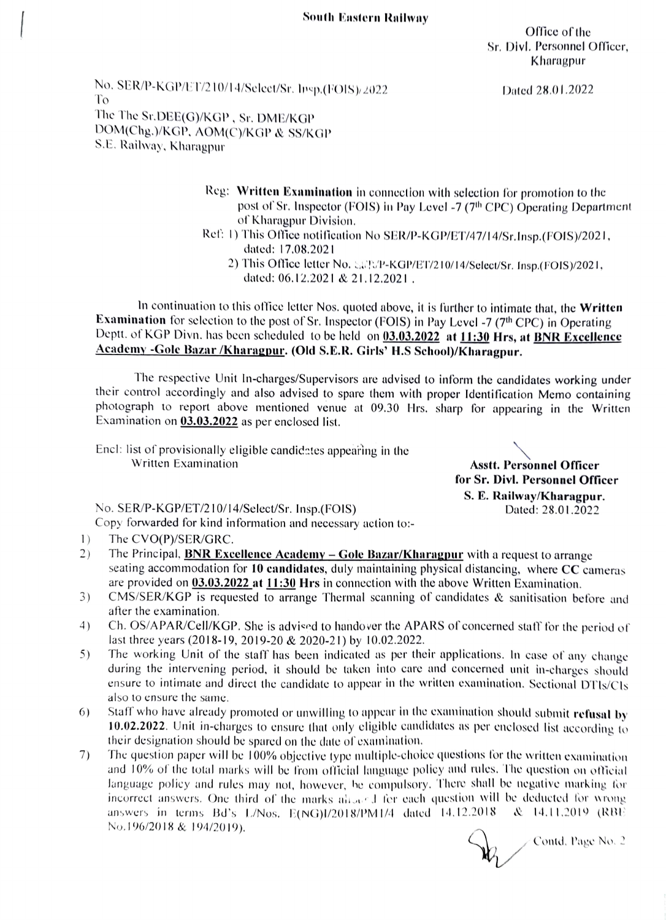**South Eastern Railway**

Office of the
Sr. Divl. Personnel Officer,
Kharagpur

No. SER/P-KGP/ET/210/14/Select/Sr. Insp.(FOIS)/2022

Dated 28.01.2022

To
The The Sr.DEE(G)/KGP , Sr. DME/KGP
DOM(Chg.)/KGP, AOM(C)/KGP & SS/KGP
S.E. Railway, Kharagpur

Reg: **Written Examination** in connection with selection for promotion to the post of Sr. Inspector (FOIS) in Pay Level -7 (7th CPC) Operating Department of Kharagpur Division.

Ref: 1) This Office notification No SER/P-KGP/ET/47/14/Sr.Insp.(FOIS)/2021, dated: 17.08.2021
2) This Office letter No. SER/P-KGP/ET/210/14/Select/Sr. Insp.(FOIS)/2021, dated: 06.12.2021 & 21.12.2021 .

In continuation to this office letter Nos. quoted above, it is further to intimate that, the **Written Examination** for selection to the post of Sr. Inspector (FOIS) in Pay Level -7 (7th CPC) in Operating Deptt. of KGP Divn. has been scheduled to be held on **03.03.2022** **at 11:30 Hrs, at BNR Excellence Academy -Gole Bazar /Kharagpur. (Old S.E.R. Girls' H.S School)/Kharagpur.**

The respective Unit In-charges/Supervisors are advised to inform the candidates working under their control accordingly and also advised to spare them with proper Identification Memo containing photograph to report above mentioned venue at 09.30 Hrs. sharp for appearing in the Written Examination on **03.03.2022** as per enclosed list.

Encl: list of provisionally eligible candidates appearing in the Written Examination

**Asstt. Personnel Officer**
**for Sr. Divl. Personnel Officer**
**S. E. Railway/Kharagpur.**

No. SER/P-KGP/ET/210/14/Select/Sr. Insp.(FOIS)

Dated: 28.01.2022

Copy forwarded for kind information and necessary action to:-

1) The CVO(P)/SER/GRC.
2) The Principal, **BNR Excellence Academy – Gole Bazar/Kharagpur** with a request to arrange seating accommodation for **10 candidates**, duly maintaining physical distancing, where CC cameras are provided on **03.03.2022 at 11:30 Hrs** in connection with the above Written Examination.
3) CMS/SER/KGP is requested to arrange Thermal scanning of candidates & sanitisation before and after the examination.
4) Ch. OS/APAR/Cell/KGP. She is advised to handover the APARS of concerned staff for the period of last three years (2018-19, 2019-20 & 2020-21) by 10.02.2022.
5) The working Unit of the staff has been indicated as per their applications. In case of any change during the intervening period, it should be taken into care and concerned unit in-charges should ensure to intimate and direct the candidate to appear in the written examination. Sectional DTIs/CIs also to ensure the same.
6) Staff who have already promoted or unwilling to appear in the examination should submit **refusal by 10.02.2022.** Unit in-charges to ensure that only eligible candidates as per enclosed list according to their designation should be spared on the date of examination.
7) The question paper will be 100% objective type multiple-choice questions for the written examination and 10% of the total marks will be from official language policy and rules. The question on official language policy and rules may not, however, be compulsory. There shall be negative marking for incorrect answers. One third of the marks allotted for each question will be deducted for wrong answers in terms Bd's L/Nos. E(NG)I/2018/PM1/4 dated 14.12.2018 & 14.11.2019 (RBE No.196/2018 & 194/2019).

Contd. Page No. 2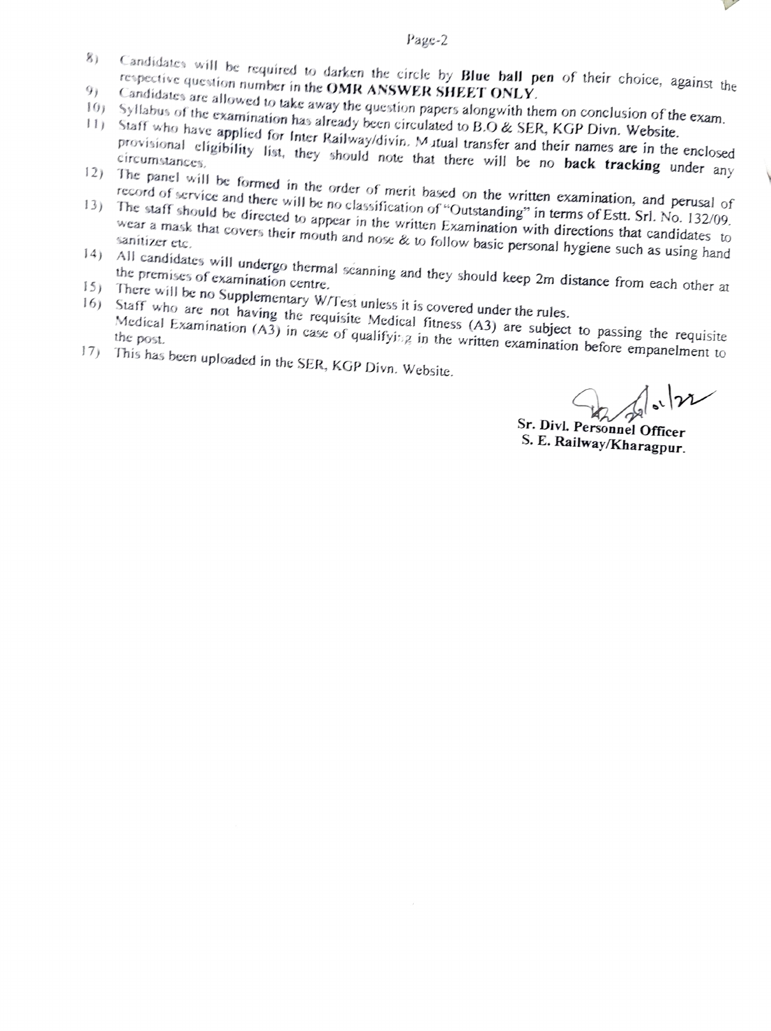8) Candidates will be required to darken the circle by **Blue ball pen** of their choice, against the respective question number in the **OMR ANSWER SHEET ONLY**.
9) Candidates are allowed to take away the question papers alongwith them on conclusion of the exam.
10) Syllabus of the examination has already been circulated to B.O & SER, KGP Divn. Website.
11) Staff who have **applied** for Inter Railway/divin. Mutual transfer and their names are in the enclosed provisional eligibility list, they should note that there will be no **back tracking** under any circumstances.
12) The panel will be formed in the order of merit based on the written examination, and perusal of record of service and there will be no classification of "Outstanding" in terms of Estt. Srl. No. 132/09.
13) The staff should be directed to appear in the written Examination with directions that candidates to wear a mask that covers their mouth and nose & to follow basic personal hygiene such as using hand sanitizer etc.
14) All candidates will undergo thermal scanning and they should keep 2m distance from each other at the premises of examination centre.
15) There will be no Supplementary W/Test unless it is covered under the rules.
16) Staff who are not having the requisite Medical fitness (A3) are subject to passing the requisite Medical Examination (A3) in case of qualifying in the written examination before empanelment to the post.
17) This has been uploaded in the SER, KGP Divn. Website.

Sr. Divl. Personnel Officer
S. E. Railway/Kharagpur.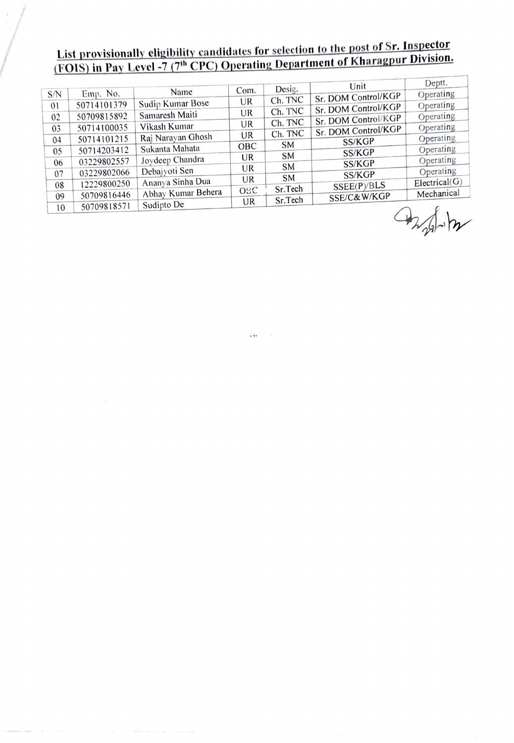**List provisionally eligibility candidates for selection to the post of Sr. Inspector (FOIS) in Pay Level -7 (7th CPC) Operating Department of Kharagpur Division.**

| S/N | Emp. No. | Name | Com. | Desig. | Unit | Deptt. |
|---|---|---|---|---|---|---|
| 01 | 50714101379 | Sudip Kumar Bose | UR | Ch. TNC | Sr. DOM Control/KGP | Operating |
| 02 | 50709815892 | Samaresh Maiti | UR | Ch. TNC | Sr. DOM Control/KGP | Operating |
| 03 | 50714100035 | Vikash Kumar | UR | Ch. TNC | Sr. DOM Control/KGP | Operating |
| 04 | 50714101215 | Raj Narayan Ghosh | UR | Ch. TNC | Sr. DOM Control/KGP | Operating |
| 05 | 50714203412 | Sukanta Mahata | OBC | SM | SS/KGP | Operating |
| 06 | 03229802557 | Joydeep Chandra | UR | SM | SS/KGP | Operating |
| 07 | 03229802066 | Debajyoti Sen | UR | SM | SS/KGP | Operating |
| 08 | 12229800250 | Ananya Sinha Dua | UR | SM | SSEE(P)/BLS | Electrical(G) |
| 09 | 50709816446 | Abhay Kumar Behera | OBC | Sr.Tech | SSE/C&W/KGP | Mechanical |
| 10 | 50709818571 | Sudipto De | UR | Sr.Tech | | |